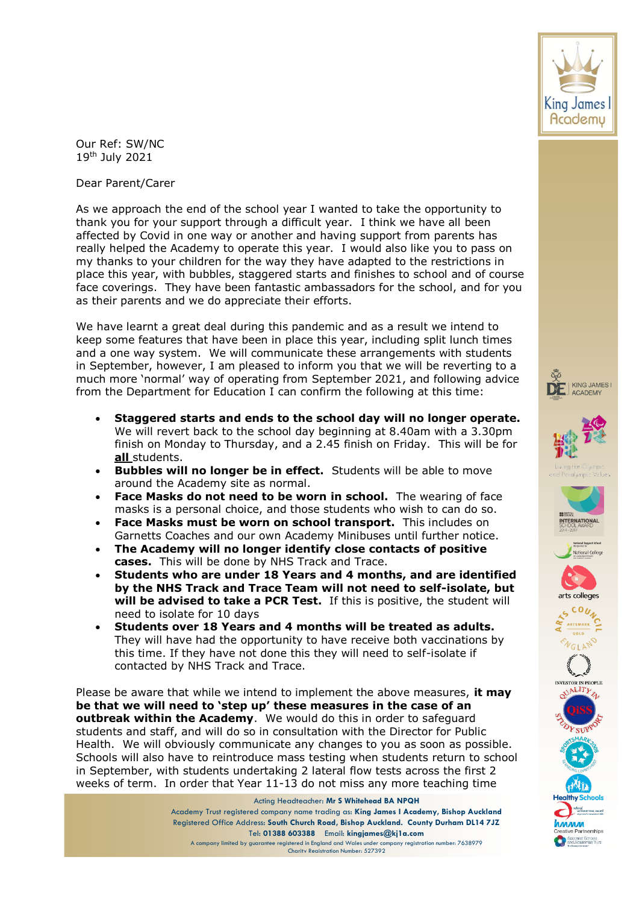Our Ref: SW/NC
19th July 2021

Dear Parent/Carer

As we approach the end of the school year I wanted to take the opportunity to thank you for your support through a difficult year. I think we have all been affected by Covid in one way or another and having support from parents has really helped the Academy to operate this year. I would also like you to pass on my thanks to your children for the way they have adapted to the restrictions in place this year, with bubbles, staggered starts and finishes to school and of course face coverings. They have been fantastic ambassadors for the school, and for you as their parents and we do appreciate their efforts.

We have learnt a great deal during this pandemic and as a result we intend to keep some features that have been in place this year, including split lunch times and a one way system. We will communicate these arrangements with students in September, however, I am pleased to inform you that we will be reverting to a much more 'normal' way of operating from September 2021, and following advice from the Department for Education I can confirm the following at this time:

- **Staggered starts and ends to the school day will no longer operate.** We will revert back to the school day beginning at 8.40am with a 3.30pm finish on Monday to Thursday, and a 2.45 finish on Friday. This will be for **all** students.
- **Bubbles will no longer be in effect.** Students will be able to move around the Academy site as normal.
- **Face Masks do not need to be worn in school.** The wearing of face masks is a personal choice, and those students who wish to can do so.
- **Face Masks must be worn on school transport.** This includes on Garnetts Coaches and our own Academy Minibuses until further notice.
- **The Academy will no longer identify close contacts of positive cases.** This will be done by NHS Track and Trace.
- **Students who are under 18 Years and 4 months, and are identified by the NHS Track and Trace Team will not need to self-isolate, but will be advised to take a PCR Test.** If this is positive, the student will need to isolate for 10 days
- **Students over 18 Years and 4 months will be treated as adults.** They will have had the opportunity to have receive both vaccinations by this time. If they have not done this they will need to self-isolate if contacted by NHS Track and Trace.

Please be aware that while we intend to implement the above measures, **it may be that we will need to 'step up' these measures in the case of an outbreak within the Academy**. We would do this in order to safeguard students and staff, and will do so in consultation with the Director for Public Health. We will obviously communicate any changes to you as soon as possible. Schools will also have to reintroduce mass testing when students return to school in September, with students undertaking 2 lateral flow tests across the first 2 weeks of term. In order that Year 11-13 do not miss any more teaching time

Acting Headteacher: **Mr S Whitehead BA NPQH**
Academy Trust registered company name trading as: **King James I Academy, Bishop Auckland**
Registered Office Address: **South Church Road, Bishop Auckland. County Durham DL14 7JZ**
Tel: **01388 603388** Email: **kingjames@kj1a.com**
A company limited by guarantee registered in England and Wales under company registration number: 7638979
Charity Registration Number: 527392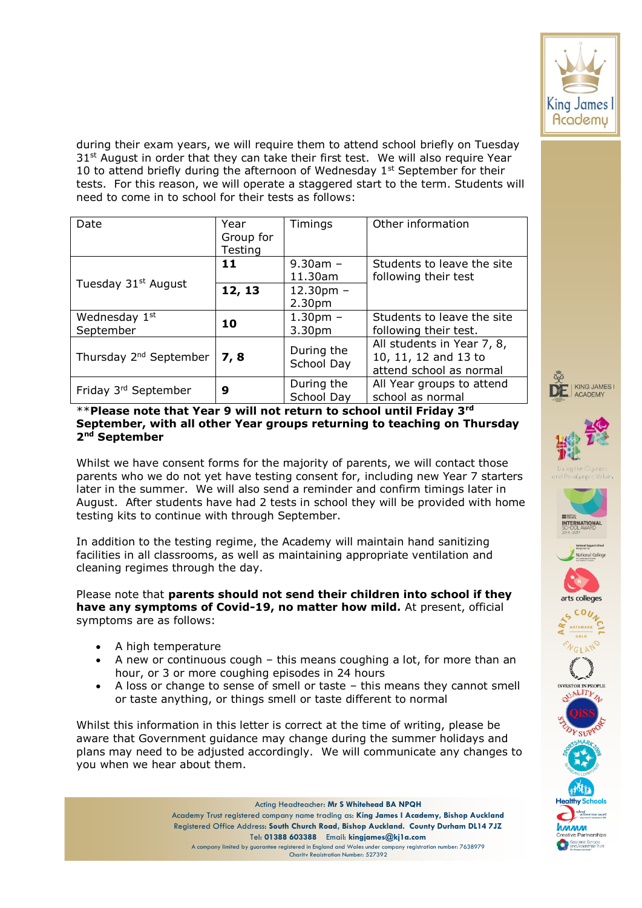during their exam years, we will require them to attend school briefly on Tuesday 31st August in order that they can take their first test. We will also require Year 10 to attend briefly during the afternoon of Wednesday 1st September for their tests. For this reason, we will operate a staggered start to the term. Students will need to come in to school for their tests as follows:

| Date | Year Group for Testing | Timings | Other information |
|---|---|---|---|
| Tuesday 31st August | **11** | 9.30am – 11.30am | Students to leave the site following their test |
| | **12, 13** | 12.30pm – 2.30pm | |
| Wednesday 1st September | **10** | 1.30pm – 3.30pm | Students to leave the site following their test. |
| Thursday 2nd September | **7, 8** | During the School Day | All students in Year 7, 8, 10, 11, 12 and 13 to attend school as normal |
| Friday 3rd September | **9** | During the School Day | All Year groups to attend school as normal |

**Please note that Year 9 will not return to school until Friday 3rd September, with all other Year groups returning to teaching on Thursday 2nd September**

Whilst we have consent forms for the majority of parents, we will contact those parents who we do not yet have testing consent for, including new Year 7 starters later in the summer. We will also send a reminder and confirm timings later in August. After students have had 2 tests in school they will be provided with home testing kits to continue with through September.

In addition to the testing regime, the Academy will maintain hand sanitizing facilities in all classrooms, as well as maintaining appropriate ventilation and cleaning regimes through the day.

Please note that **parents should not send their children into school if they have any symptoms of Covid-19, no matter how mild.** At present, official symptoms are as follows:

- A high temperature
- A new or continuous cough – this means coughing a lot, for more than an hour, or 3 or more coughing episodes in 24 hours
- A loss or change to sense of smell or taste – this means they cannot smell or taste anything, or things smell or taste different to normal

Whilst this information in this letter is correct at the time of writing, please be aware that Government guidance may change during the summer holidays and plans may need to be adjusted accordingly. We will communicate any changes to you when we hear about them.

Acting Headteacher: **Mr S Whitehead BA NPQH**
Academy Trust registered company name trading as: **King James I Academy, Bishop Auckland**
Registered Office Address: **South Church Road, Bishop Auckland. County Durham DL14 7JZ**
Tel: **01388 603388** Email: **kingjames@kj1a.com**
A company limited by guarantee registered in England and Wales under company registration number: 7638979
Charity Registration Number: 527392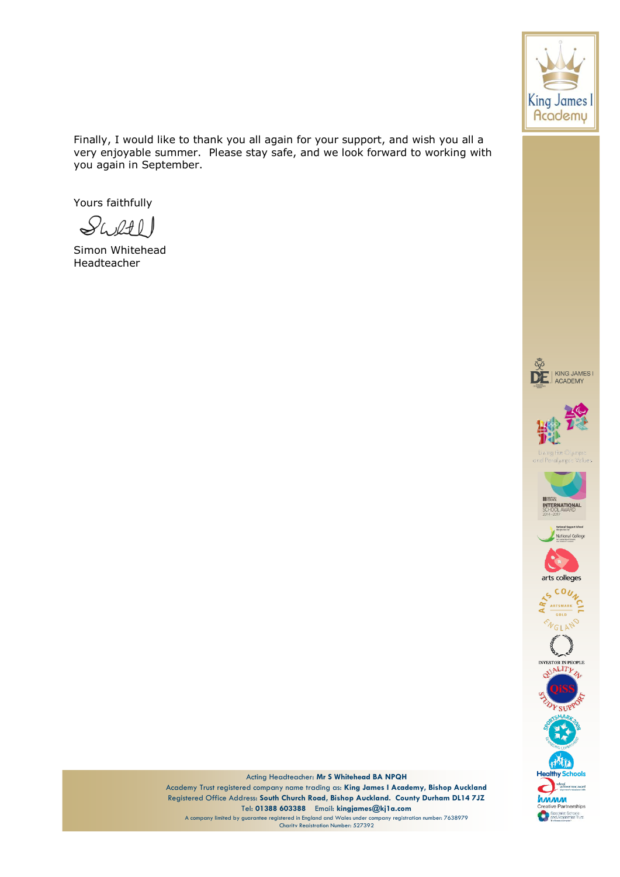Finally, I would like to thank you all again for your support, and wish you all a very enjoyable summer. Please stay safe, and we look forward to working with you again in September.

Yours faithfully

Simon Whitehead
Headteacher

Acting Headteacher: **Mr S Whitehead BA NPQH**
Academy Trust registered company name trading as: **King James I Academy, Bishop Auckland**
Registered Office Address: **South Church Road, Bishop Auckland. County Durham DL14 7JZ**
Tel: **01388 603388** Email: **kingjames@kj1a.com**
A company limited by guarantee registered in England and Wales under company registration number: 7638979
Charity Registration Number: 527392